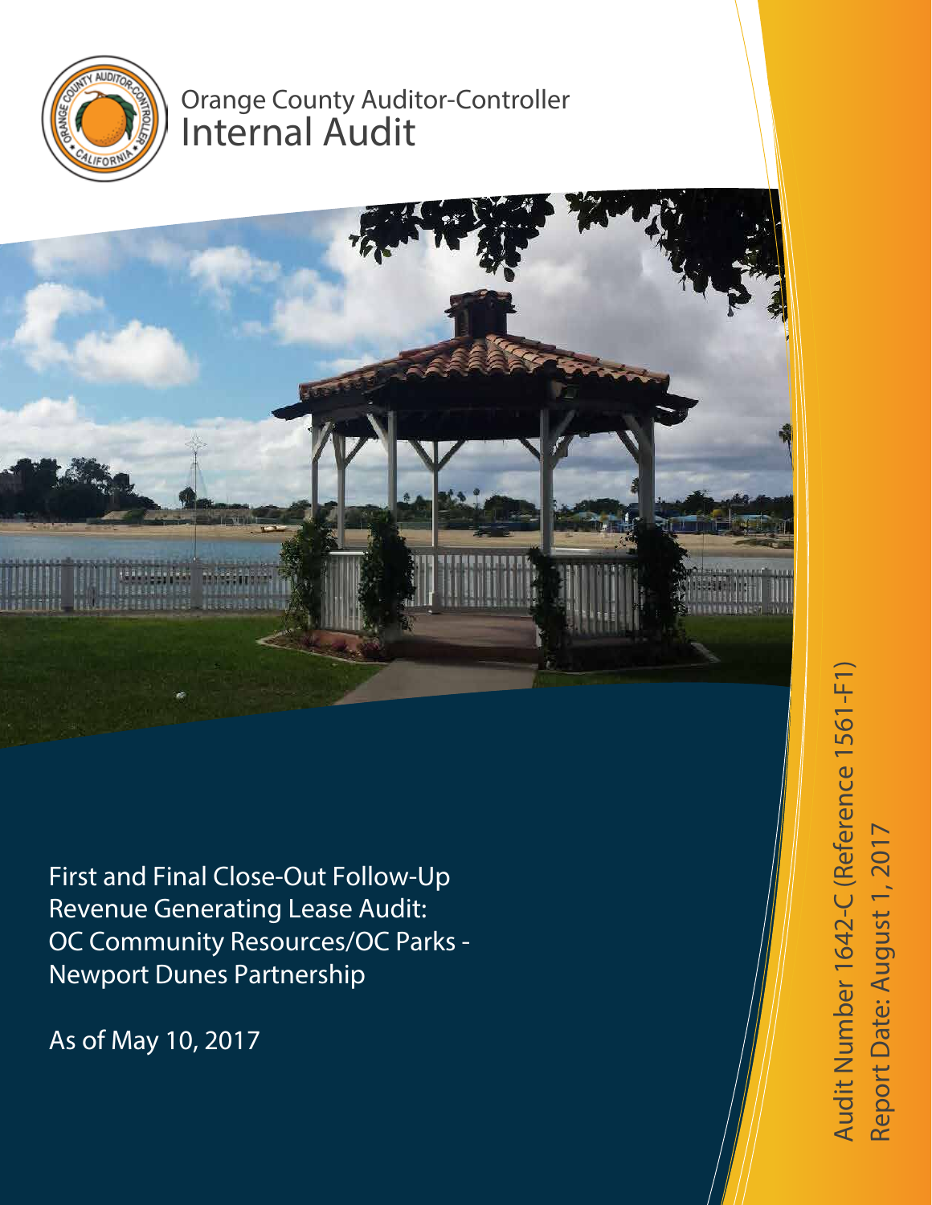Orange County Auditor-Controller

# Internal Audit

## First and Final Close-Out Follow-Up Revenue Generating Lease Audit: OC Community Resources/OC Parks - Newport Dunes Partnership

As of May 10, 2017

Audit Number 1642-C (Reference 1561-F1)

Report Date: August 1, 2017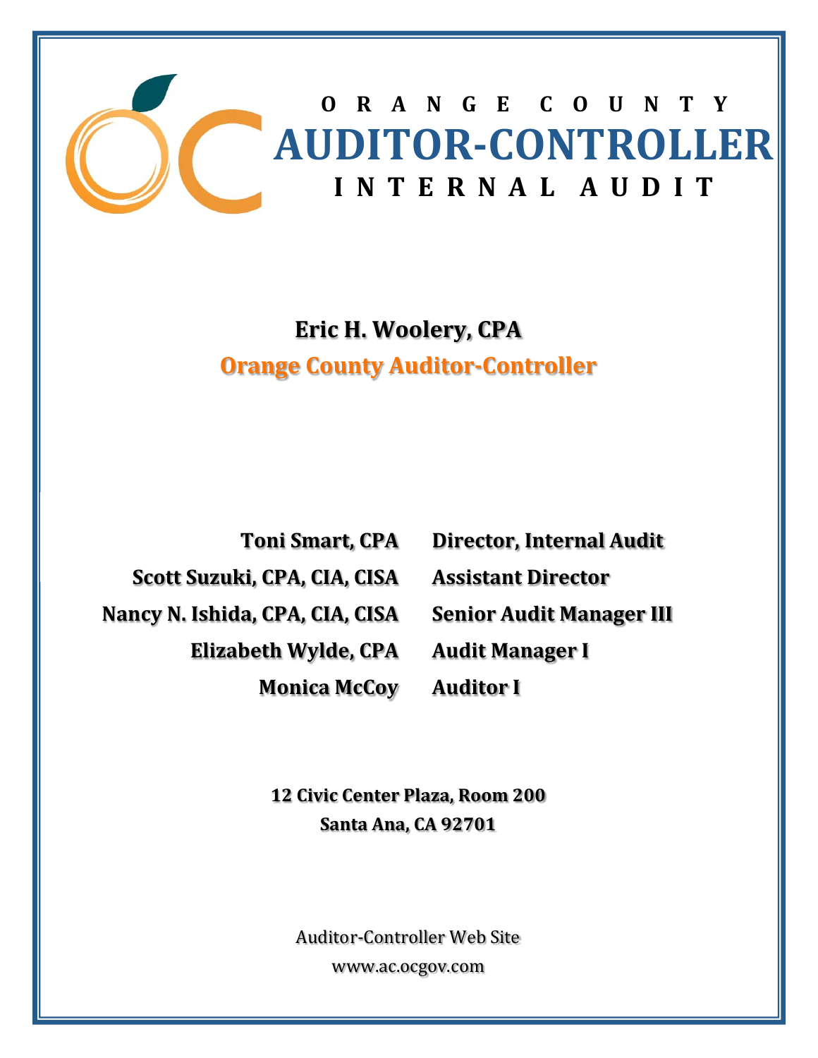# ORANGE COUNTY
# AUDITOR-CONTROLLER
# INTERNAL AUDIT

**Eric H. Woolery, CPA**

**Orange County Auditor-Controller**

| | |
|---|---|
| **Toni Smart, CPA** | **Director, Internal Audit** |
| **Scott Suzuki, CPA, CIA, CISA** | **Assistant Director** |
| **Nancy N. Ishida, CPA, CIA, CISA** | **Senior Audit Manager III** |
| **Elizabeth Wylde, CPA** | **Audit Manager I** |
| **Monica McCoy** | **Auditor I** |

**12 Civic Center Plaza, Room 200**
**Santa Ana, CA 92701**

Auditor-Controller Web Site
www.ac.ocgov.com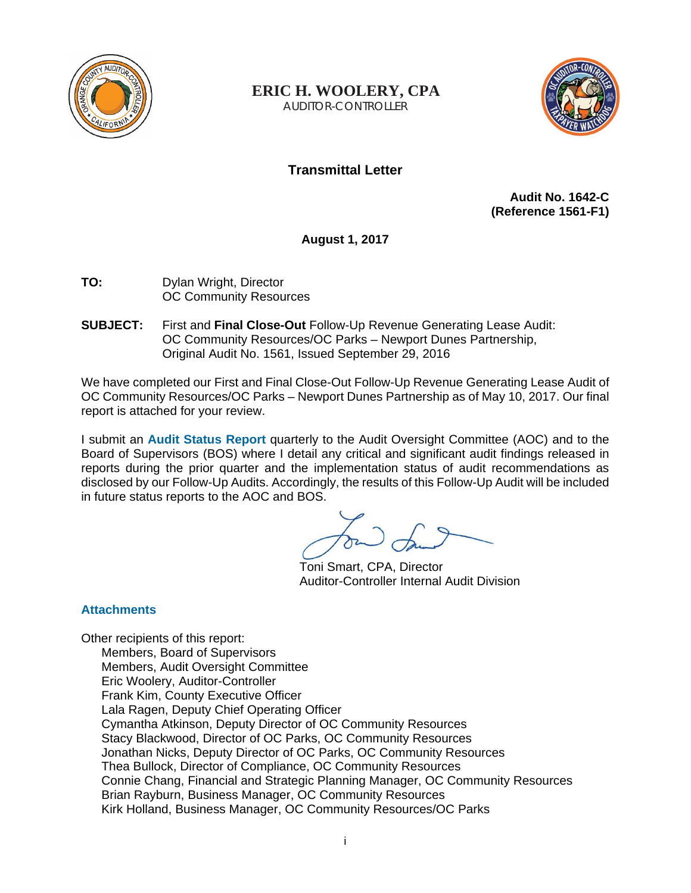**ERIC H. WOOLERY, CPA**
AUDITOR-CONTROLLER

## Transmittal Letter

**Audit No. 1642-C**
**(Reference 1561-F1)**

**August 1, 2017**

**TO:** Dylan Wright, Director
OC Community Resources

**SUBJECT:** First and **Final Close-Out** Follow-Up Revenue Generating Lease Audit: OC Community Resources/OC Parks – Newport Dunes Partnership, Original Audit No. 1561, Issued September 29, 2016

We have completed our First and Final Close-Out Follow-Up Revenue Generating Lease Audit of OC Community Resources/OC Parks – Newport Dunes Partnership as of May 10, 2017. Our final report is attached for your review.

I submit an **Audit Status Report** quarterly to the Audit Oversight Committee (AOC) and to the Board of Supervisors (BOS) where I detail any critical and significant audit findings released in reports during the prior quarter and the implementation status of audit recommendations as disclosed by our Follow-Up Audits. Accordingly, the results of this Follow-Up Audit will be included in future status reports to the AOC and BOS.

Toni Smart, CPA, Director
Auditor-Controller Internal Audit Division

**Attachments**

Other recipients of this report:
- Members, Board of Supervisors
- Members, Audit Oversight Committee
- Eric Woolery, Auditor-Controller
- Frank Kim, County Executive Officer
- Lala Ragen, Deputy Chief Operating Officer
- Cymantha Atkinson, Deputy Director of OC Community Resources
- Stacy Blackwood, Director of OC Parks, OC Community Resources
- Jonathan Nicks, Deputy Director of OC Parks, OC Community Resources
- Thea Bullock, Director of Compliance, OC Community Resources
- Connie Chang, Financial and Strategic Planning Manager, OC Community Resources
- Brian Rayburn, Business Manager, OC Community Resources
- Kirk Holland, Business Manager, OC Community Resources/OC Parks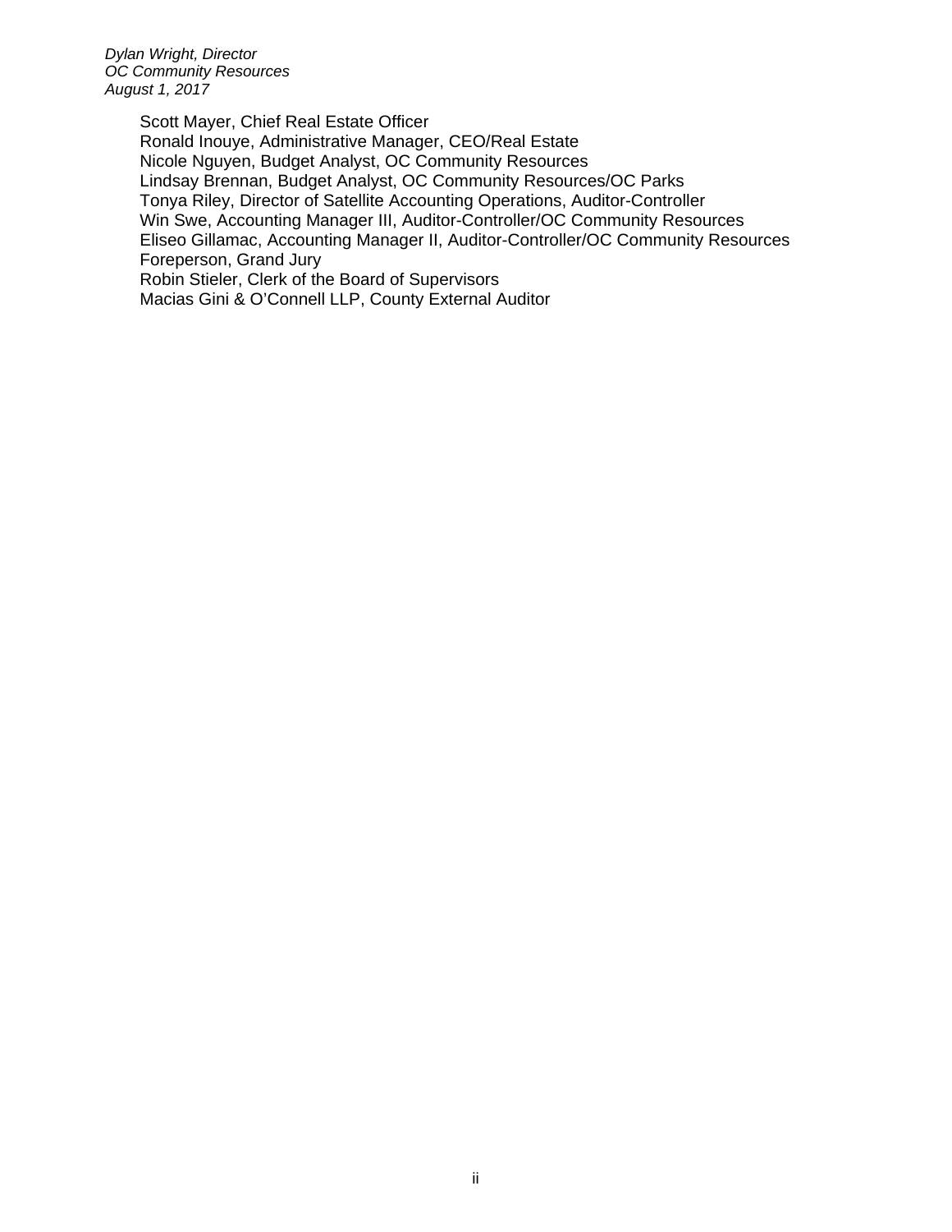Scott Mayer, Chief Real Estate Officer
Ronald Inouye, Administrative Manager, CEO/Real Estate
Nicole Nguyen, Budget Analyst, OC Community Resources
Lindsay Brennan, Budget Analyst, OC Community Resources/OC Parks
Tonya Riley, Director of Satellite Accounting Operations, Auditor-Controller
Win Swe, Accounting Manager III, Auditor-Controller/OC Community Resources
Eliseo Gillamac, Accounting Manager II, Auditor-Controller/OC Community Resources
Foreperson, Grand Jury
Robin Stieler, Clerk of the Board of Supervisors
Macias Gini & O'Connell LLP, County External Auditor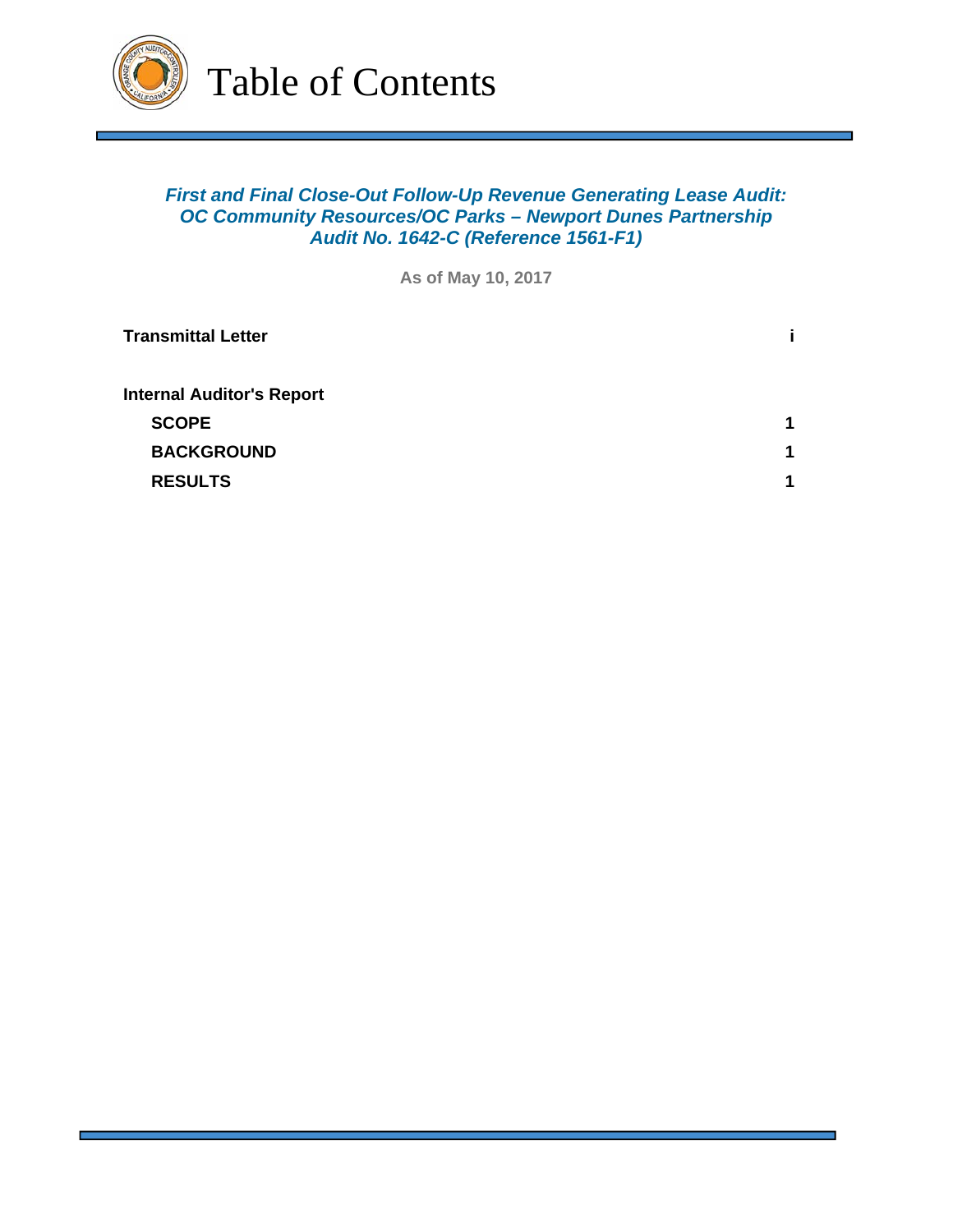# Table of Contents

***First and Final Close-Out Follow-Up Revenue Generating Lease Audit: OC Community Resources/OC Parks – Newport Dunes Partnership Audit No. 1642-C (Reference 1561-F1)***

**As of May 10, 2017**

| | |
|---|---|
| **Transmittal Letter** | **i** |
| | |
| **Internal Auditor's Report** | |
| **SCOPE** | **1** |
| **BACKGROUND** | **1** |
| **RESULTS** | **1** |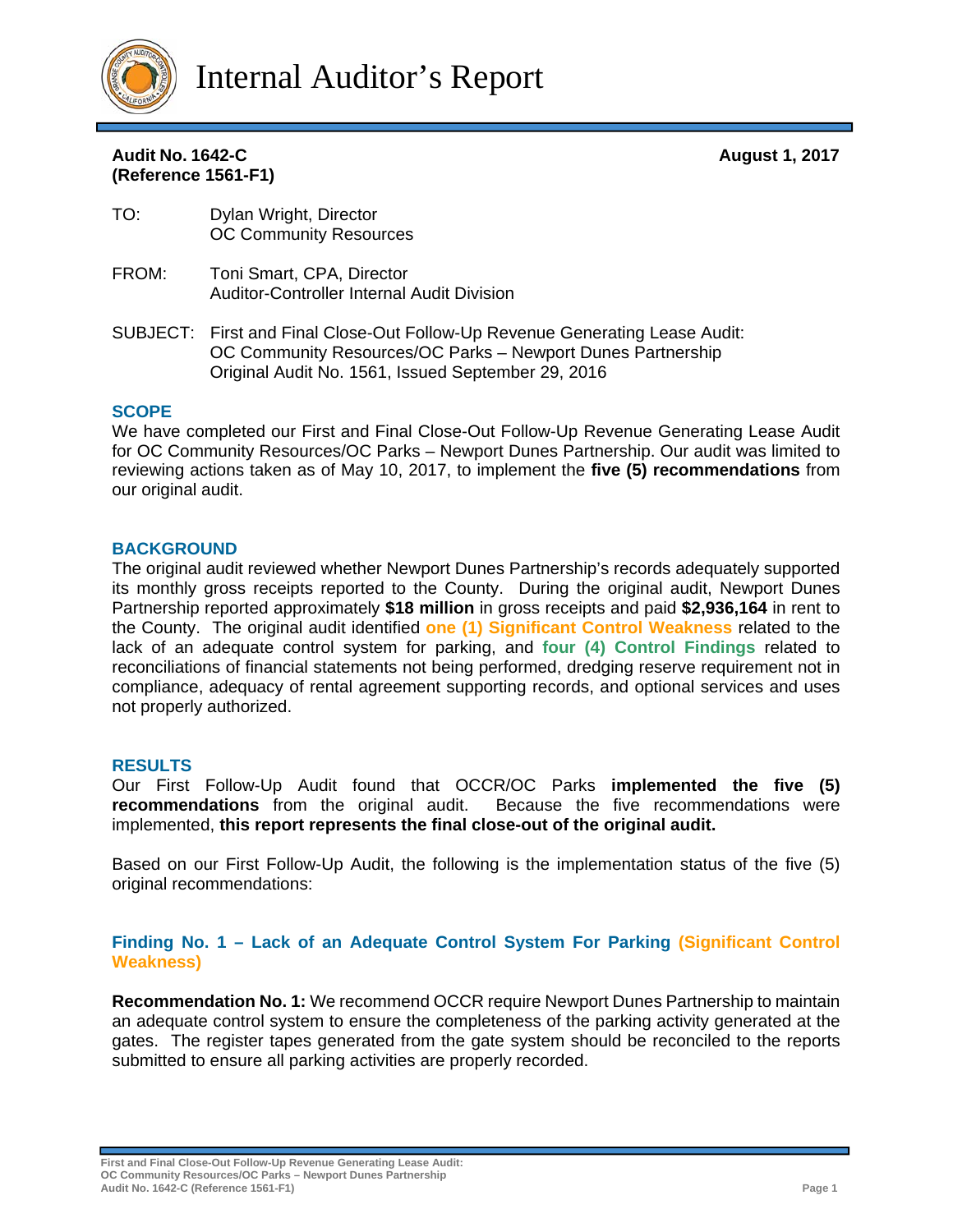# Internal Auditor's Report

**Audit No. 1642-C**
**(Reference 1561-F1)**

**August 1, 2017**

TO: Dylan Wright, Director
OC Community Resources

FROM: Toni Smart, CPA, Director
Auditor-Controller Internal Audit Division

SUBJECT: First and Final Close-Out Follow-Up Revenue Generating Lease Audit: OC Community Resources/OC Parks – Newport Dunes Partnership
Original Audit No. 1561, Issued September 29, 2016

## SCOPE

We have completed our First and Final Close-Out Follow-Up Revenue Generating Lease Audit for OC Community Resources/OC Parks – Newport Dunes Partnership. Our audit was limited to reviewing actions taken as of May 10, 2017, to implement the **five (5) recommendations** from our original audit.

## BACKGROUND

The original audit reviewed whether Newport Dunes Partnership's records adequately supported its monthly gross receipts reported to the County. During the original audit, Newport Dunes Partnership reported approximately **$18 million** in gross receipts and paid **$2,936,164** in rent to the County. The original audit identified **one (1) Significant Control Weakness** related to the lack of an adequate control system for parking, and **four (4) Control Findings** related to reconciliations of financial statements not being performed, dredging reserve requirement not in compliance, adequacy of rental agreement supporting records, and optional services and uses not properly authorized.

## RESULTS

Our First Follow-Up Audit found that OCCR/OC Parks **implemented the five (5) recommendations** from the original audit. Because the five recommendations were implemented, **this report represents the final close-out of the original audit.**

Based on our First Follow-Up Audit, the following is the implementation status of the five (5) original recommendations:

### Finding No. 1 – Lack of an Adequate Control System For Parking (Significant Control Weakness)

**Recommendation No. 1:** We recommend OCCR require Newport Dunes Partnership to maintain an adequate control system to ensure the completeness of the parking activity generated at the gates. The register tapes generated from the gate system should be reconciled to the reports submitted to ensure all parking activities are properly recorded.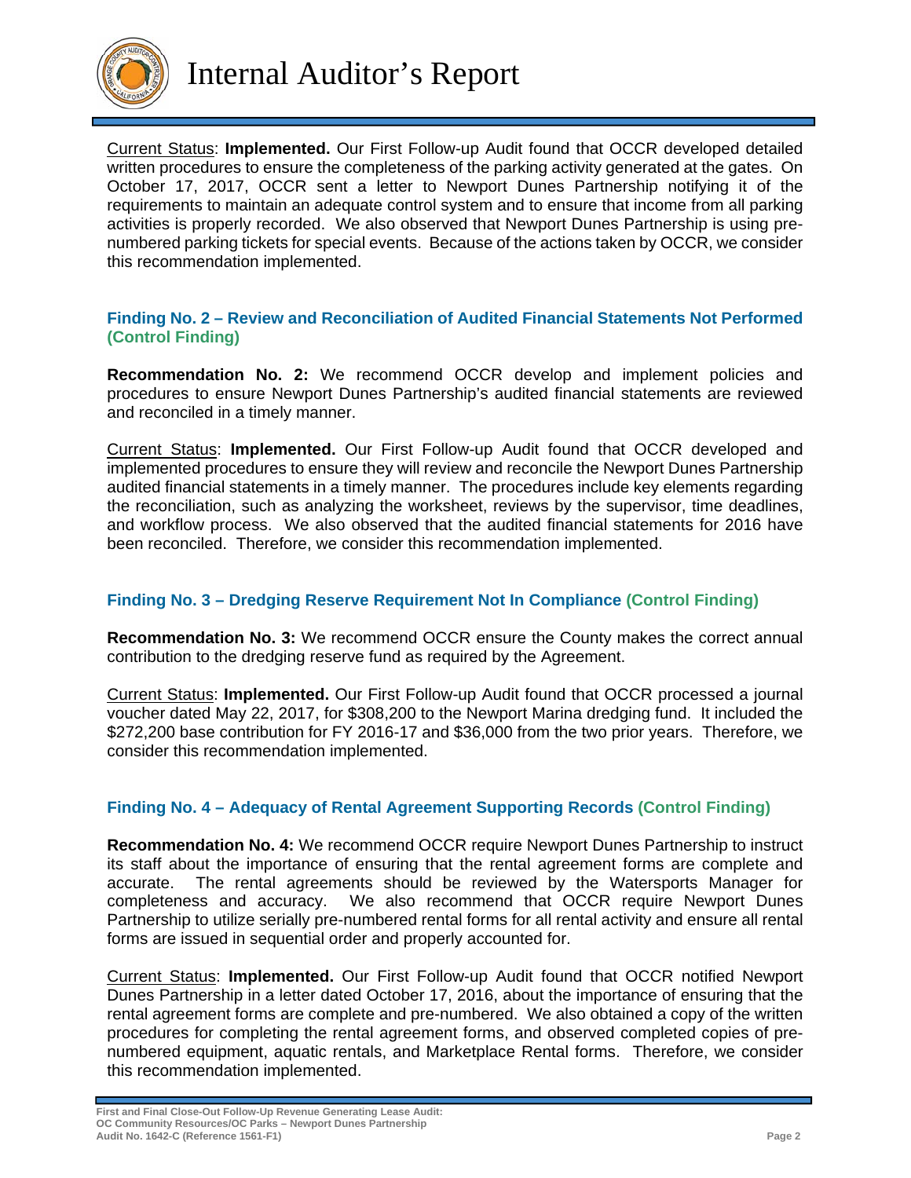Current Status: **Implemented.** Our First Follow-up Audit found that OCCR developed detailed written procedures to ensure the completeness of the parking activity generated at the gates. On October 17, 2017, OCCR sent a letter to Newport Dunes Partnership notifying it of the requirements to maintain an adequate control system and to ensure that income from all parking activities is properly recorded. We also observed that Newport Dunes Partnership is using pre-numbered parking tickets for special events. Because of the actions taken by OCCR, we consider this recommendation implemented.

### Finding No. 2 – Review and Reconciliation of Audited Financial Statements Not Performed (Control Finding)

**Recommendation No. 2:** We recommend OCCR develop and implement policies and procedures to ensure Newport Dunes Partnership's audited financial statements are reviewed and reconciled in a timely manner.

Current Status: **Implemented.** Our First Follow-up Audit found that OCCR developed and implemented procedures to ensure they will review and reconcile the Newport Dunes Partnership audited financial statements in a timely manner. The procedures include key elements regarding the reconciliation, such as analyzing the worksheet, reviews by the supervisor, time deadlines, and workflow process. We also observed that the audited financial statements for 2016 have been reconciled. Therefore, we consider this recommendation implemented.

### Finding No. 3 – Dredging Reserve Requirement Not In Compliance (Control Finding)

**Recommendation No. 3:** We recommend OCCR ensure the County makes the correct annual contribution to the dredging reserve fund as required by the Agreement.

Current Status: **Implemented.** Our First Follow-up Audit found that OCCR processed a journal voucher dated May 22, 2017, for $308,200 to the Newport Marina dredging fund. It included the $272,200 base contribution for FY 2016-17 and $36,000 from the two prior years. Therefore, we consider this recommendation implemented.

### Finding No. 4 – Adequacy of Rental Agreement Supporting Records (Control Finding)

**Recommendation No. 4:** We recommend OCCR require Newport Dunes Partnership to instruct its staff about the importance of ensuring that the rental agreement forms are complete and accurate. The rental agreements should be reviewed by the Watersports Manager for completeness and accuracy. We also recommend that OCCR require Newport Dunes Partnership to utilize serially pre-numbered rental forms for all rental activity and ensure all rental forms are issued in sequential order and properly accounted for.

Current Status: **Implemented.** Our First Follow-up Audit found that OCCR notified Newport Dunes Partnership in a letter dated October 17, 2016, about the importance of ensuring that the rental agreement forms are complete and pre-numbered. We also obtained a copy of the written procedures for completing the rental agreement forms, and observed completed copies of pre-numbered equipment, aquatic rentals, and Marketplace Rental forms. Therefore, we consider this recommendation implemented.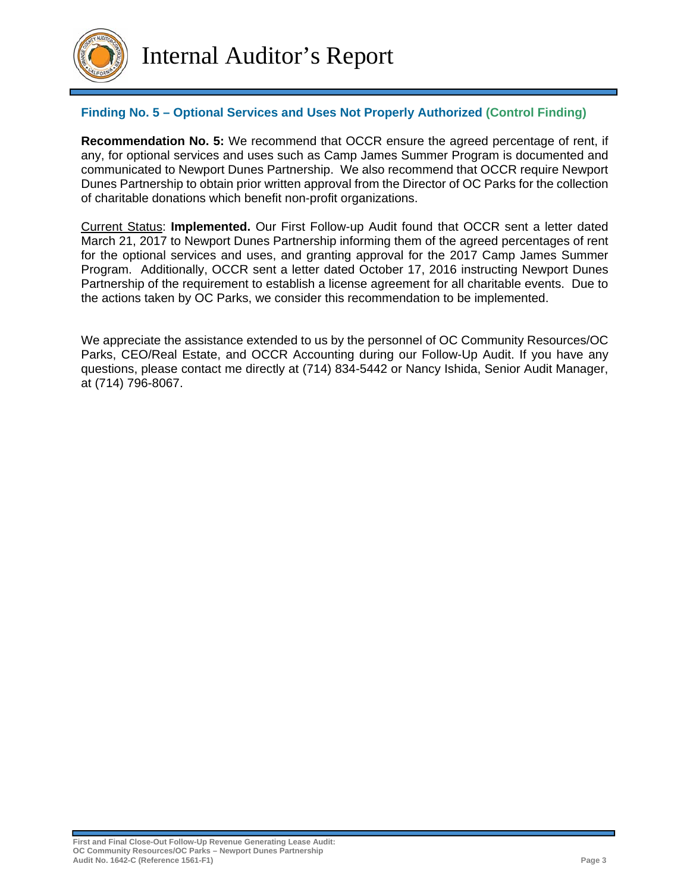### Finding No. 5 – Optional Services and Uses Not Properly Authorized (Control Finding)

**Recommendation No. 5:** We recommend that OCCR ensure the agreed percentage of rent, if any, for optional services and uses such as Camp James Summer Program is documented and communicated to Newport Dunes Partnership. We also recommend that OCCR require Newport Dunes Partnership to obtain prior written approval from the Director of OC Parks for the collection of charitable donations which benefit non-profit organizations.

Current Status: **Implemented.** Our First Follow-up Audit found that OCCR sent a letter dated March 21, 2017 to Newport Dunes Partnership informing them of the agreed percentages of rent for the optional services and uses, and granting approval for the 2017 Camp James Summer Program. Additionally, OCCR sent a letter dated October 17, 2016 instructing Newport Dunes Partnership of the requirement to establish a license agreement for all charitable events. Due to the actions taken by OC Parks, we consider this recommendation to be implemented.

We appreciate the assistance extended to us by the personnel of OC Community Resources/OC Parks, CEO/Real Estate, and OCCR Accounting during our Follow-Up Audit. If you have any questions, please contact me directly at (714) 834-5442 or Nancy Ishida, Senior Audit Manager, at (714) 796-8067.